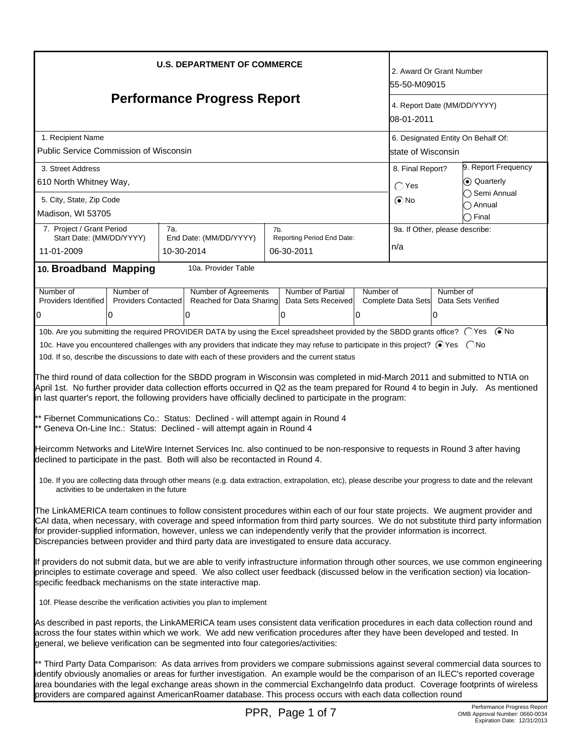**U.S. DEPARTMENT OF COMMERCE**

# Performance Progress Report

| | |
|---|---|
| 2. Award Or Grant Number | 55-50-M09015 |
| 4. Report Date (MM/DD/YYYY) | 08-01-2011 |
| 1. Recipient Name | Public Service Commission of Wisconsin |
| 6. Designated Entity On Behalf Of: | state of Wisconsin |
| 3. Street Address | 610 North Whitney Way, |
| 5. City, State, Zip Code | Madison, WI 53705 |
| 8. Final Report? | ◯ Yes ⦿ No |
| 9. Report Frequency | ⦿ Quarterly ◯ Semi Annual ◯ Annual ◯ Final |
| 7. Project / Grant Period Start Date: (MM/DD/YYYY) | 11-01-2009 |
| 7a. End Date: (MM/DD/YYYY) | 10-30-2014 |
| 7b. Reporting Period End Date: | 06-30-2011 |
| 9a. If Other, please describe: | n/a |

## 10. Broadband Mapping

10a. Provider Table

| Number of Providers Identified | Number of Providers Contacted | Number of Agreements Reached for Data Sharing | Number of Partial Data Sets Received | Number of Complete Data Sets | Number of Data Sets Verified |
|---|---|---|---|---|---|
| 0 | 0 | 0 | 0 | 0 | 0 |

10b. Are you submitting the required PROVIDER DATA by using the Excel spreadsheet provided by the SBDD grants office? ◯ Yes ⦿ No

10c. Have you encountered challenges with any providers that indicate they may refuse to participate in this project? ⦿ Yes ◯ No

10d. If so, describe the discussions to date with each of these providers and the current status

The third round of data collection for the SBDD program in Wisconsin was completed in mid-March 2011 and submitted to NTIA on April 1st. No further provider data collection efforts occurred in Q2 as the team prepared for Round 4 to begin in July. As mentioned in last quarter's report, the following providers have officially declined to participate in the program:

** Fibernet Communications Co.: Status: Declined - will attempt again in Round 4
** Geneva On-Line Inc.: Status: Declined - will attempt again in Round 4

Heircomm Networks and LiteWire Internet Services Inc. also continued to be non-responsive to requests in Round 3 after having declined to participate in the past. Both will also be recontacted in Round 4.

10e. If you are collecting data through other means (e.g. data extraction, extrapolation, etc), please describe your progress to date and the relevant activities to be undertaken in the future

The LinkAMERICA team continues to follow consistent procedures within each of our four state projects. We augment provider and CAI data, when necessary, with coverage and speed information from third party sources. We do not substitute third party information for provider-supplied information, however, unless we can independently verify that the provider information is incorrect. Discrepancies between provider and third party data are investigated to ensure data accuracy.

If providers do not submit data, but we are able to verify infrastructure information through other sources, we use common engineering principles to estimate coverage and speed. We also collect user feedback (discussed below in the verification section) via location-specific feedback mechanisms on the state interactive map.

10f. Please describe the verification activities you plan to implement

As described in past reports, the LinkAMERICA team uses consistent data verification procedures in each data collection round and across the four states within which we work. We add new verification procedures after they have been developed and tested. In general, we believe verification can be segmented into four categories/activities:

** Third Party Data Comparison: As data arrives from providers we compare submissions against several commercial data sources to identify obviously anomalies or areas for further investigation. An example would be the comparison of an ILEC's reported coverage area boundaries with the legal exchange areas shown in the commercial ExchangeInfo data product. Coverage footprints of wireless providers are compared against AmericanRoamer database. This process occurs with each data collection round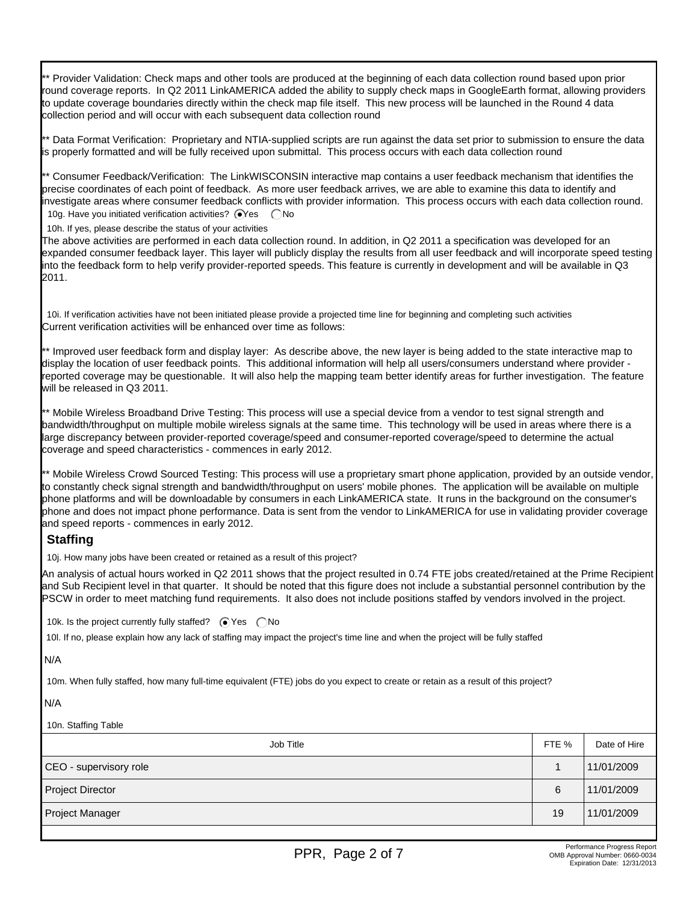** Provider Validation: Check maps and other tools are produced at the beginning of each data collection round based upon prior round coverage reports. In Q2 2011 LinkAMERICA added the ability to supply check maps in GoogleEarth format, allowing providers to update coverage boundaries directly within the check map file itself. This new process will be launched in the Round 4 data collection period and will occur with each subsequent data collection round

** Data Format Verification: Proprietary and NTIA-supplied scripts are run against the data set prior to submission to ensure the data is properly formatted and will be fully received upon submittal. This process occurs with each data collection round

** Consumer Feedback/Verification: The LinkWISCONSIN interactive map contains a user feedback mechanism that identifies the precise coordinates of each point of feedback. As more user feedback arrives, we are able to examine this data to identify and investigate areas where consumer feedback conflicts with provider information. This process occurs with each data collection round.

10g. Have you initiated verification activities? (•) Yes ( ) No

10h. If yes, please describe the status of your activities

The above activities are performed in each data collection round. In addition, in Q2 2011 a specification was developed for an expanded consumer feedback layer. This layer will publicly display the results from all user feedback and will incorporate speed testing into the feedback form to help verify provider-reported speeds. This feature is currently in development and will be available in Q3 2011.

10i. If verification activities have not been initiated please provide a projected time line for beginning and completing such activities

Current verification activities will be enhanced over time as follows:

** Improved user feedback form and display layer: As describe above, the new layer is being added to the state interactive map to display the location of user feedback points. This additional information will help all users/consumers understand where provider - reported coverage may be questionable. It will also help the mapping team better identify areas for further investigation. The feature will be released in Q3 2011.

** Mobile Wireless Broadband Drive Testing: This process will use a special device from a vendor to test signal strength and bandwidth/throughput on multiple mobile wireless signals at the same time. This technology will be used in areas where there is a large discrepancy between provider-reported coverage/speed and consumer-reported coverage/speed to determine the actual coverage and speed characteristics - commences in early 2012.

** Mobile Wireless Crowd Sourced Testing: This process will use a proprietary smart phone application, provided by an outside vendor, to constantly check signal strength and bandwidth/throughput on users' mobile phones. The application will be available on multiple phone platforms and will be downloadable by consumers in each LinkAMERICA state. It runs in the background on the consumer's phone and does not impact phone performance. Data is sent from the vendor to LinkAMERICA for use in validating provider coverage and speed reports - commences in early 2012.

## Staffing

10j. How many jobs have been created or retained as a result of this project?

An analysis of actual hours worked in Q2 2011 shows that the project resulted in 0.74 FTE jobs created/retained at the Prime Recipient and Sub Recipient level in that quarter. It should be noted that this figure does not include a substantial personnel contribution by the PSCW in order to meet matching fund requirements. It also does not include positions staffed by vendors involved in the project.

10k. Is the project currently fully staffed? (•) Yes ( ) No

10l. If no, please explain how any lack of staffing may impact the project's time line and when the project will be fully staffed

N/A

10m. When fully staffed, how many full-time equivalent (FTE) jobs do you expect to create or retain as a result of this project?

N/A

10n. Staffing Table

| Job Title | FTE % | Date of Hire |
|---|---|---|
| CEO - supervisory role | 1 | 11/01/2009 |
| Project Director | 6 | 11/01/2009 |
| Project Manager | 19 | 11/01/2009 |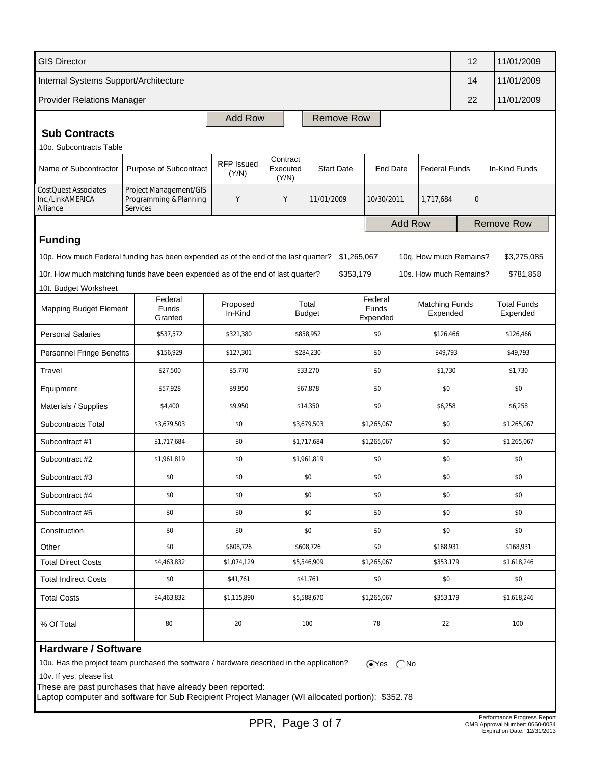| | | |
|---|---|---|
| GIS Director | 12 | 11/01/2009 |
| Internal Systems Support/Architecture | 14 | 11/01/2009 |
| Provider Relations Manager | 22 | 11/01/2009 |

Add Row | Remove Row

## Sub Contracts

10o. Subcontracts Table

| Name of Subcontractor | Purpose of Subcontract | RFP Issued (Y/N) | Contract Executed (Y/N) | Start Date | End Date | Federal Funds | In-Kind Funds |
|---|---|---|---|---|---|---|---|
| CostQuest Associates Inc./LinkAMERICA Alliance | Project Management/GIS Programming & Planning Services | Y | Y | 11/01/2009 | 10/30/2011 | 1,717,684 | 0 |

Add Row | Remove Row

## Funding

10p. How much Federal funding has been expended as of the end of the last quarter? $1,265,067 10q. How much Remains? $3,275,085

10r. How much matching funds have been expended as of the end of last quarter? $353,179 10s. How much Remains? $781,858

10t. Budget Worksheet

| Mapping Budget Element | Federal Funds Granted | Proposed In-Kind | Total Budget | Federal Funds Expended | Matching Funds Expended | Total Funds Expended |
|---|---|---|---|---|---|---|
| Personal Salaries | $537,572 | $321,380 | $858,952 | $0 | $126,466 | $126,466 |
| Personnel Fringe Benefits | $156,929 | $127,301 | $284,230 | $0 | $49,793 | $49,793 |
| Travel | $27,500 | $5,770 | $33,270 | $0 | $1,730 | $1,730 |
| Equipment | $57,928 | $9,950 | $67,878 | $0 | $0 | $0 |
| Materials / Supplies | $4,400 | $9,950 | $14,350 | $0 | $6,258 | $6,258 |
| Subcontracts Total | $3,679,503 | $0 | $3,679,503 | $1,265,067 | $0 | $1,265,067 |
| Subcontract #1 | $1,717,684 | $0 | $1,717,684 | $1,265,067 | $0 | $1,265,067 |
| Subcontract #2 | $1,961,819 | $0 | $1,961,819 | $0 | $0 | $0 |
| Subcontract #3 | $0 | $0 | $0 | $0 | $0 | $0 |
| Subcontract #4 | $0 | $0 | $0 | $0 | $0 | $0 |
| Subcontract #5 | $0 | $0 | $0 | $0 | $0 | $0 |
| Construction | $0 | $0 | $0 | $0 | $0 | $0 |
| Other | $0 | $608,726 | $608,726 | $0 | $168,931 | $168,931 |
| Total Direct Costs | $4,463,832 | $1,074,129 | $5,546,909 | $1,265,067 | $353,179 | $1,618,246 |
| Total Indirect Costs | $0 | $41,761 | $41,761 | $0 | $0 | $0 |
| Total Costs | $4,463,832 | $1,115,890 | $5,588,670 | $1,265,067 | $353,179 | $1,618,246 |
| % Of Total | 80 | 20 | 100 | 78 | 22 | 100 |

## Hardware / Software

10u. Has the project team purchased the software / hardware described in the application? (•) Yes ( ) No

10v. If yes, please list

These are past purchases that have already been reported:
Laptop computer and software for Sub Recipient Project Manager (WI allocated portion): $352.78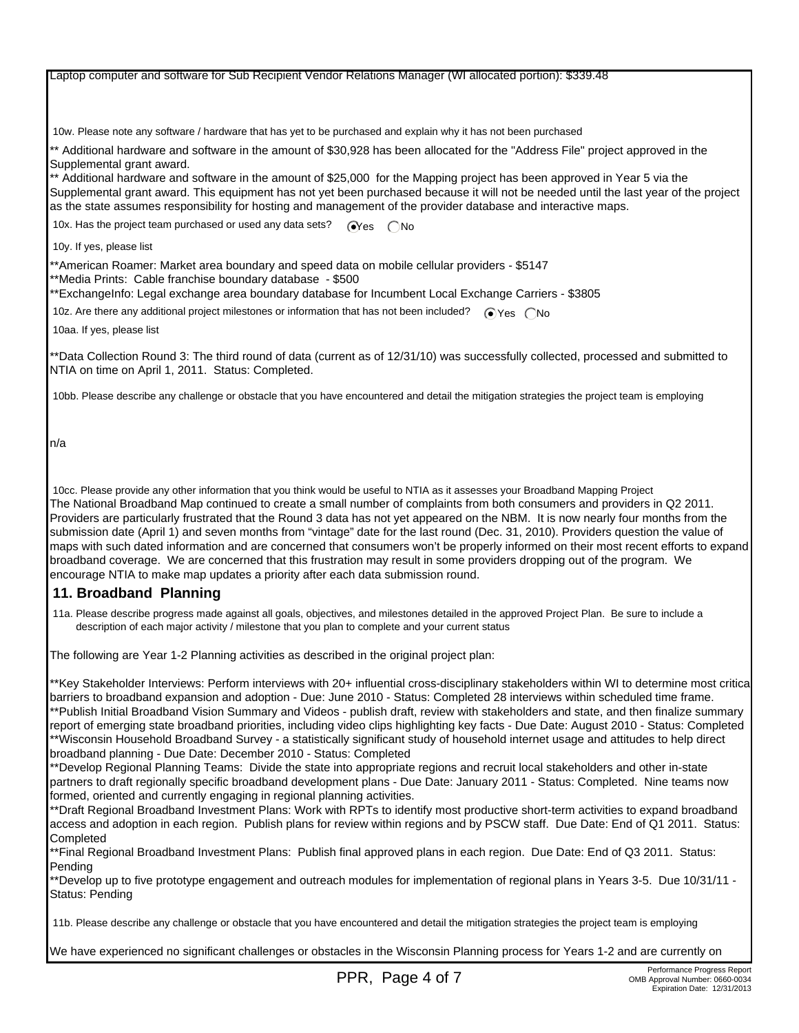Laptop computer and software for Sub Recipient Vendor Relations Manager (WI allocated portion): $339.48

10w. Please note any software / hardware that has yet to be purchased and explain why it has not been purchased

** Additional hardware and software in the amount of $30,928 has been allocated for the "Address File" project approved in the Supplemental grant award.
** Additional hardware and software in the amount of $25,000 for the Mapping project has been approved in Year 5 via the Supplemental grant award. This equipment has not yet been purchased because it will not be needed until the last year of the project as the state assumes responsibility for hosting and management of the provider database and interactive maps.

10x. Has the project team purchased or used any data sets? (•) Yes ( ) No

10y. If yes, please list

**American Roamer: Market area boundary and speed data on mobile cellular providers - $5147
**Media Prints: Cable franchise boundary database - $500
**ExchangeInfo: Legal exchange area boundary database for Incumbent Local Exchange Carriers - $3805

10z. Are there any additional project milestones or information that has not been included? (•) Yes ( ) No

10aa. If yes, please list

**Data Collection Round 3: The third round of data (current as of 12/31/10) was successfully collected, processed and submitted to NTIA on time on April 1, 2011. Status: Completed.

10bb. Please describe any challenge or obstacle that you have encountered and detail the mitigation strategies the project team is employing

n/a

10cc. Please provide any other information that you think would be useful to NTIA as it assesses your Broadband Mapping Project

The National Broadband Map continued to create a small number of complaints from both consumers and providers in Q2 2011. Providers are particularly frustrated that the Round 3 data has not yet appeared on the NBM. It is now nearly four months from the submission date (April 1) and seven months from "vintage" date for the last round (Dec. 31, 2010). Providers question the value of maps with such dated information and are concerned that consumers won't be properly informed on their most recent efforts to expand broadband coverage. We are concerned that this frustration may result in some providers dropping out of the program. We encourage NTIA to make map updates a priority after each data submission round.

## 11. Broadband Planning

11a. Please describe progress made against all goals, objectives, and milestones detailed in the approved Project Plan. Be sure to include a description of each major activity / milestone that you plan to complete and your current status

The following are Year 1-2 Planning activities as described in the original project plan:

**Key Stakeholder Interviews: Perform interviews with 20+ influential cross-disciplinary stakeholders within WI to determine most critical barriers to broadband expansion and adoption - Due: June 2010 - Status: Completed 28 interviews within scheduled time frame.
**Publish Initial Broadband Vision Summary and Videos - publish draft, review with stakeholders and state, and then finalize summary report of emerging state broadband priorities, including video clips highlighting key facts - Due Date: August 2010 - Status: Completed
**Wisconsin Household Broadband Survey - a statistically significant study of household internet usage and attitudes to help direct broadband planning - Due Date: December 2010 - Status: Completed
**Develop Regional Planning Teams: Divide the state into appropriate regions and recruit local stakeholders and other in-state partners to draft regionally specific broadband development plans - Due Date: January 2011 - Status: Completed. Nine teams now formed, oriented and currently engaging in regional planning activities.
**Draft Regional Broadband Investment Plans: Work with RPTs to identify most productive short-term activities to expand broadband access and adoption in each region. Publish plans for review within regions and by PSCW staff. Due Date: End of Q1 2011. Status: Completed
**Final Regional Broadband Investment Plans: Publish final approved plans in each region. Due Date: End of Q3 2011. Status: Pending
**Develop up to five prototype engagement and outreach modules for implementation of regional plans in Years 3-5. Due 10/31/11 - Status: Pending

11b. Please describe any challenge or obstacle that you have encountered and detail the mitigation strategies the project team is employing

We have experienced no significant challenges or obstacles in the Wisconsin Planning process for Years 1-2 and are currently on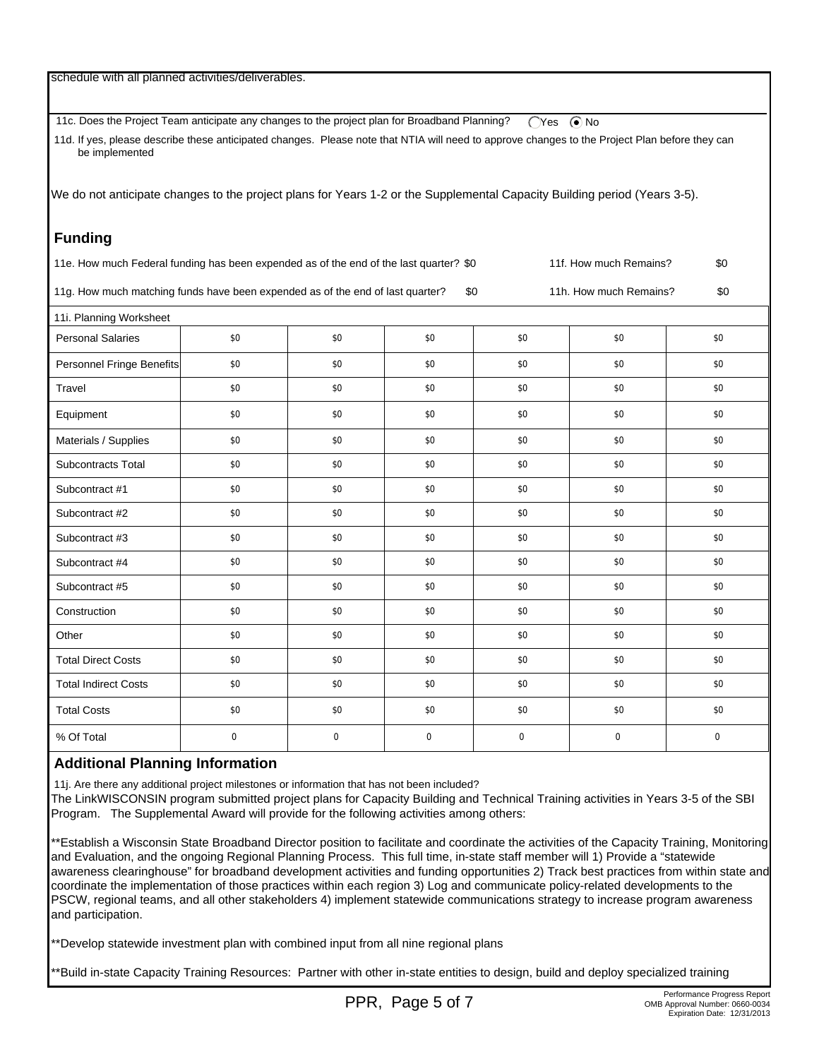schedule with all planned activities/deliverables.

11c. Does the Project Team anticipate any changes to the project plan for Broadband Planning? ◯ Yes ◉ No

11d. If yes, please describe these anticipated changes. Please note that NTIA will need to approve changes to the Project Plan before they can be implemented

We do not anticipate changes to the project plans for Years 1-2 or the Supplemental Capacity Building period (Years 3-5).

## Funding

11e. How much Federal funding has been expended as of the end of the last quarter? $0 11f. How much Remains? $0

11g. How much matching funds have been expended as of the end of last quarter? $0 11h. How much Remains? $0

| 11i. Planning Worksheet | | | | | | |
|---|---|---|---|---|---|---|
| Personal Salaries | $0 | $0 | $0 | $0 | $0 | $0 |
| Personnel Fringe Benefits | $0 | $0 | $0 | $0 | $0 | $0 |
| Travel | $0 | $0 | $0 | $0 | $0 | $0 |
| Equipment | $0 | $0 | $0 | $0 | $0 | $0 |
| Materials / Supplies | $0 | $0 | $0 | $0 | $0 | $0 |
| Subcontracts Total | $0 | $0 | $0 | $0 | $0 | $0 |
| Subcontract #1 | $0 | $0 | $0 | $0 | $0 | $0 |
| Subcontract #2 | $0 | $0 | $0 | $0 | $0 | $0 |
| Subcontract #3 | $0 | $0 | $0 | $0 | $0 | $0 |
| Subcontract #4 | $0 | $0 | $0 | $0 | $0 | $0 |
| Subcontract #5 | $0 | $0 | $0 | $0 | $0 | $0 |
| Construction | $0 | $0 | $0 | $0 | $0 | $0 |
| Other | $0 | $0 | $0 | $0 | $0 | $0 |
| Total Direct Costs | $0 | $0 | $0 | $0 | $0 | $0 |
| Total Indirect Costs | $0 | $0 | $0 | $0 | $0 | $0 |
| Total Costs | $0 | $0 | $0 | $0 | $0 | $0 |
| % Of Total | 0 | 0 | 0 | 0 | 0 | 0 |

## Additional Planning Information

11j. Are there any additional project milestones or information that has not been included?

The LinkWISCONSIN program submitted project plans for Capacity Building and Technical Training activities in Years 3-5 of the SBI Program. The Supplemental Award will provide for the following activities among others:

**Establish a Wisconsin State Broadband Director position to facilitate and coordinate the activities of the Capacity Training, Monitoring and Evaluation, and the ongoing Regional Planning Process. This full time, in-state staff member will 1) Provide a "statewide awareness clearinghouse" for broadband development activities and funding opportunities 2) Track best practices from within state and coordinate the implementation of those practices within each region 3) Log and communicate policy-related developments to the PSCW, regional teams, and all other stakeholders 4) implement statewide communications strategy to increase program awareness and participation.

**Develop statewide investment plan with combined input from all nine regional plans

**Build in-state Capacity Training Resources: Partner with other in-state entities to design, build and deploy specialized training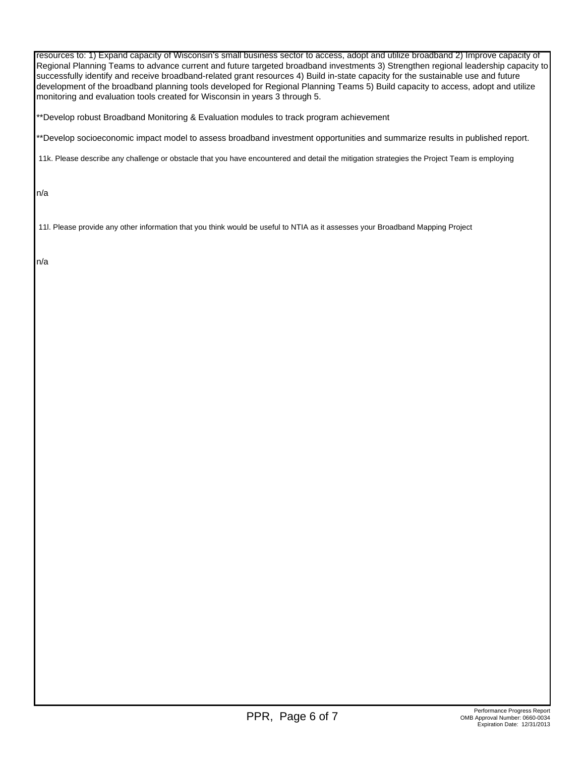resources to: 1) Expand capacity of Wisconsin's small business sector to access, adopt and utilize broadband 2) Improve capacity of Regional Planning Teams to advance current and future targeted broadband investments 3) Strengthen regional leadership capacity to successfully identify and receive broadband-related grant resources 4) Build in-state capacity for the sustainable use and future development of the broadband planning tools developed for Regional Planning Teams 5) Build capacity to access, adopt and utilize monitoring and evaluation tools created for Wisconsin in years 3 through 5.

**Develop robust Broadband Monitoring & Evaluation modules to track program achievement

**Develop socioeconomic impact model to assess broadband investment opportunities and summarize results in published report.

11k. Please describe any challenge or obstacle that you have encountered and detail the mitigation strategies the Project Team is employing

n/a

11l. Please provide any other information that you think would be useful to NTIA as it assesses your Broadband Mapping Project

n/a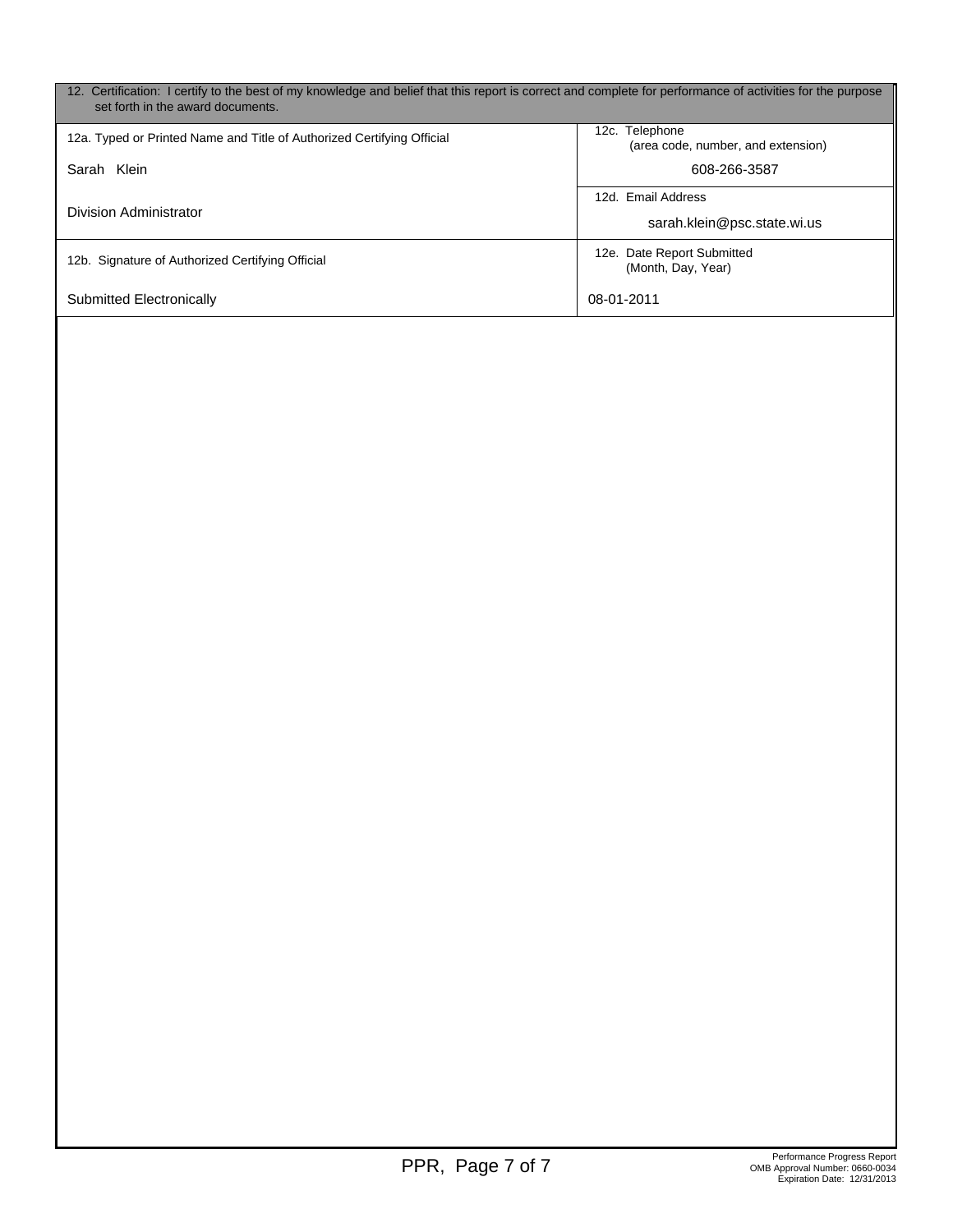12. Certification: I certify to the best of my knowledge and belief that this report is correct and complete for performance of activities for the purpose set forth in the award documents.

| | |
|---|---|
| 12a. Typed or Printed Name and Title of Authorized Certifying Official<br><br>Sarah Klein<br><br>Division Administrator | 12c. Telephone (area code, number, and extension)<br><br>608-266-3587 |
| | 12d. Email Address<br><br>sarah.klein@psc.state.wi.us |
| 12b. Signature of Authorized Certifying Official<br><br>Submitted Electronically | 12e. Date Report Submitted (Month, Day, Year)<br><br>08-01-2011 |